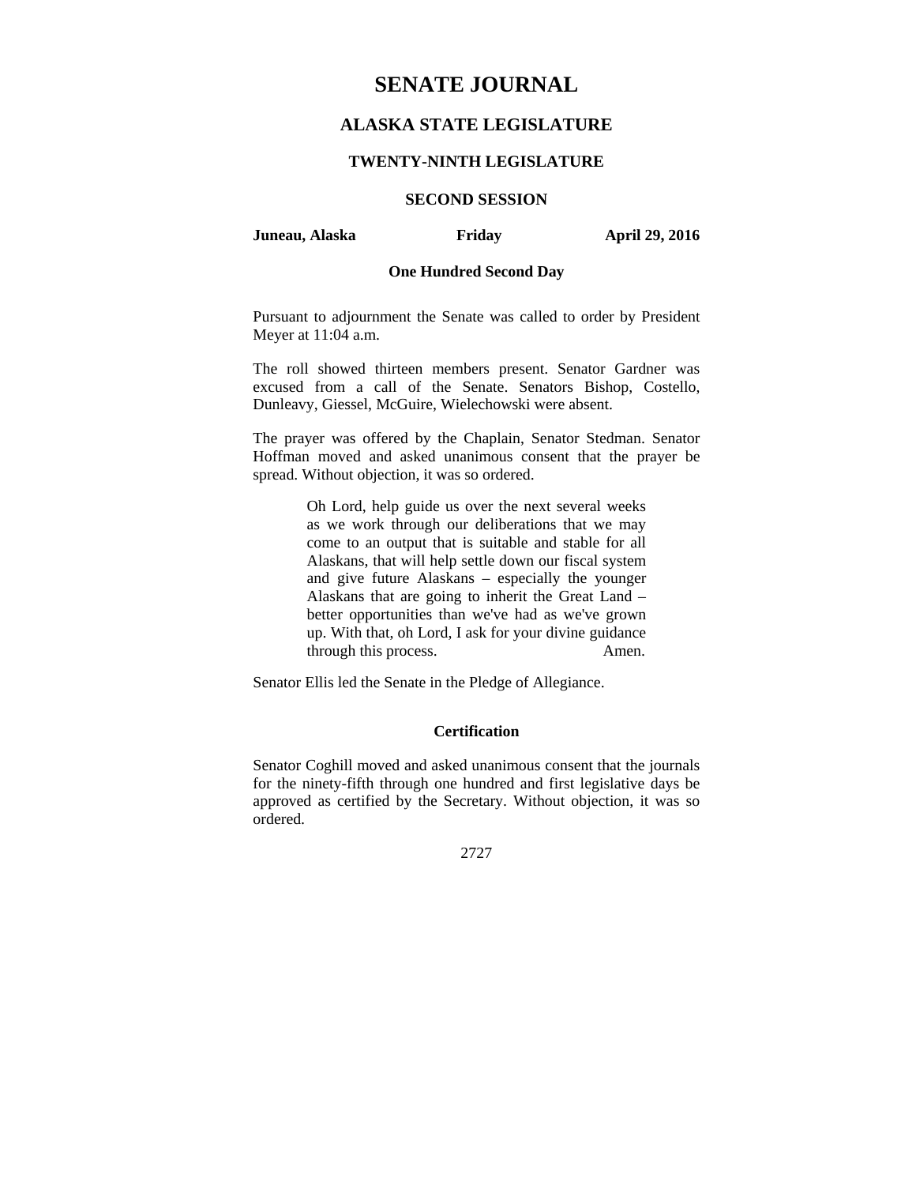# SENATE JOURNAL

## ALASKA STATE LEGISLATURE

### TWENTY-NINTH LEGISLATURE

### SECOND SESSION

**Juneau, Alaska** **Friday** **April 29, 2016**

**One Hundred Second Day**

Pursuant to adjournment the Senate was called to order by President Meyer at 11:04 a.m.

The roll showed thirteen members present. Senator Gardner was excused from a call of the Senate. Senators Bishop, Costello, Dunleavy, Giessel, McGuire, Wielechowski were absent.

The prayer was offered by the Chaplain, Senator Stedman. Senator Hoffman moved and asked unanimous consent that the prayer be spread. Without objection, it was so ordered.

> Oh Lord, help guide us over the next several weeks as we work through our deliberations that we may come to an output that is suitable and stable for all Alaskans, that will help settle down our fiscal system and give future Alaskans – especially the younger Alaskans that are going to inherit the Great Land – better opportunities than we've had as we've grown up. With that, oh Lord, I ask for your divine guidance through this process. Amen.

Senator Ellis led the Senate in the Pledge of Allegiance.

**Certification**

Senator Coghill moved and asked unanimous consent that the journals for the ninety-fifth through one hundred and first legislative days be approved as certified by the Secretary. Without objection, it was so ordered.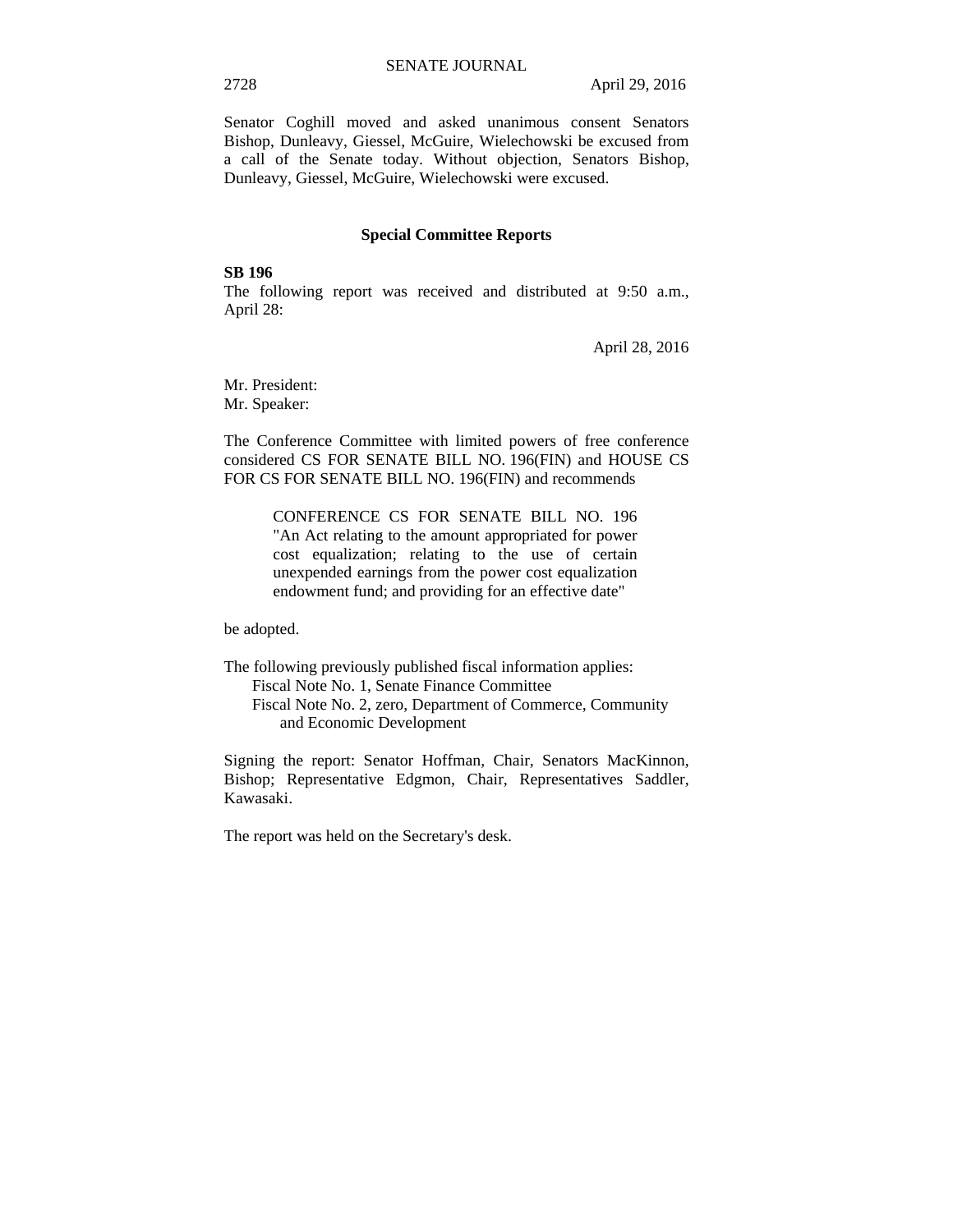Senator Coghill moved and asked unanimous consent Senators Bishop, Dunleavy, Giessel, McGuire, Wielechowski be excused from a call of the Senate today. Without objection, Senators Bishop, Dunleavy, Giessel, McGuire, Wielechowski were excused.

## Special Committee Reports

**SB 196**

The following report was received and distributed at 9:50 a.m., April 28:

April 28, 2016

Mr. President:
Mr. Speaker:

The Conference Committee with limited powers of free conference considered CS FOR SENATE BILL NO. 196(FIN) and HOUSE CS FOR CS FOR SENATE BILL NO. 196(FIN) and recommends

> CONFERENCE CS FOR SENATE BILL NO. 196 "An Act relating to the amount appropriated for power cost equalization; relating to the use of certain unexpended earnings from the power cost equalization endowment fund; and providing for an effective date"

be adopted.

The following previously published fiscal information applies:
- Fiscal Note No. 1, Senate Finance Committee
- Fiscal Note No. 2, zero, Department of Commerce, Community and Economic Development

Signing the report: Senator Hoffman, Chair, Senators MacKinnon, Bishop; Representative Edgmon, Chair, Representatives Saddler, Kawasaki.

The report was held on the Secretary's desk.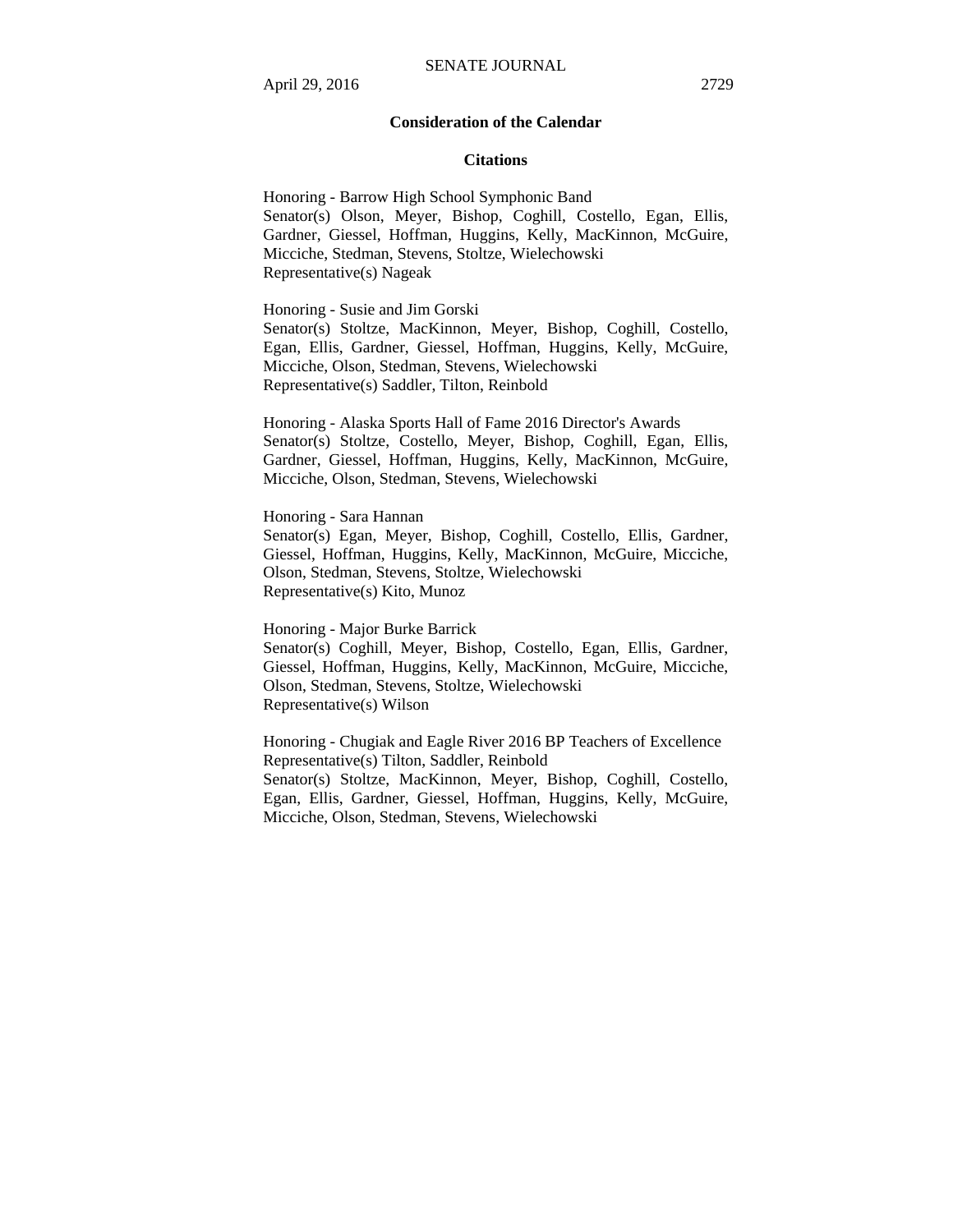## Consideration of the Calendar

### Citations

Honoring - Barrow High School Symphonic Band
Senator(s) Olson, Meyer, Bishop, Coghill, Costello, Egan, Ellis, Gardner, Giessel, Hoffman, Huggins, Kelly, MacKinnon, McGuire, Micciche, Stedman, Stevens, Stoltze, Wielechowski
Representative(s) Nageak

Honoring - Susie and Jim Gorski
Senator(s) Stoltze, MacKinnon, Meyer, Bishop, Coghill, Costello, Egan, Ellis, Gardner, Giessel, Hoffman, Huggins, Kelly, McGuire, Micciche, Olson, Stedman, Stevens, Wielechowski
Representative(s) Saddler, Tilton, Reinbold

Honoring - Alaska Sports Hall of Fame 2016 Director's Awards
Senator(s) Stoltze, Costello, Meyer, Bishop, Coghill, Egan, Ellis, Gardner, Giessel, Hoffman, Huggins, Kelly, MacKinnon, McGuire, Micciche, Olson, Stedman, Stevens, Wielechowski

Honoring - Sara Hannan
Senator(s) Egan, Meyer, Bishop, Coghill, Costello, Ellis, Gardner, Giessel, Hoffman, Huggins, Kelly, MacKinnon, McGuire, Micciche, Olson, Stedman, Stevens, Stoltze, Wielechowski
Representative(s) Kito, Munoz

Honoring - Major Burke Barrick
Senator(s) Coghill, Meyer, Bishop, Costello, Egan, Ellis, Gardner, Giessel, Hoffman, Huggins, Kelly, MacKinnon, McGuire, Micciche, Olson, Stedman, Stevens, Stoltze, Wielechowski
Representative(s) Wilson

Honoring - Chugiak and Eagle River 2016 BP Teachers of Excellence
Representative(s) Tilton, Saddler, Reinbold
Senator(s) Stoltze, MacKinnon, Meyer, Bishop, Coghill, Costello, Egan, Ellis, Gardner, Giessel, Hoffman, Huggins, Kelly, McGuire, Micciche, Olson, Stedman, Stevens, Wielechowski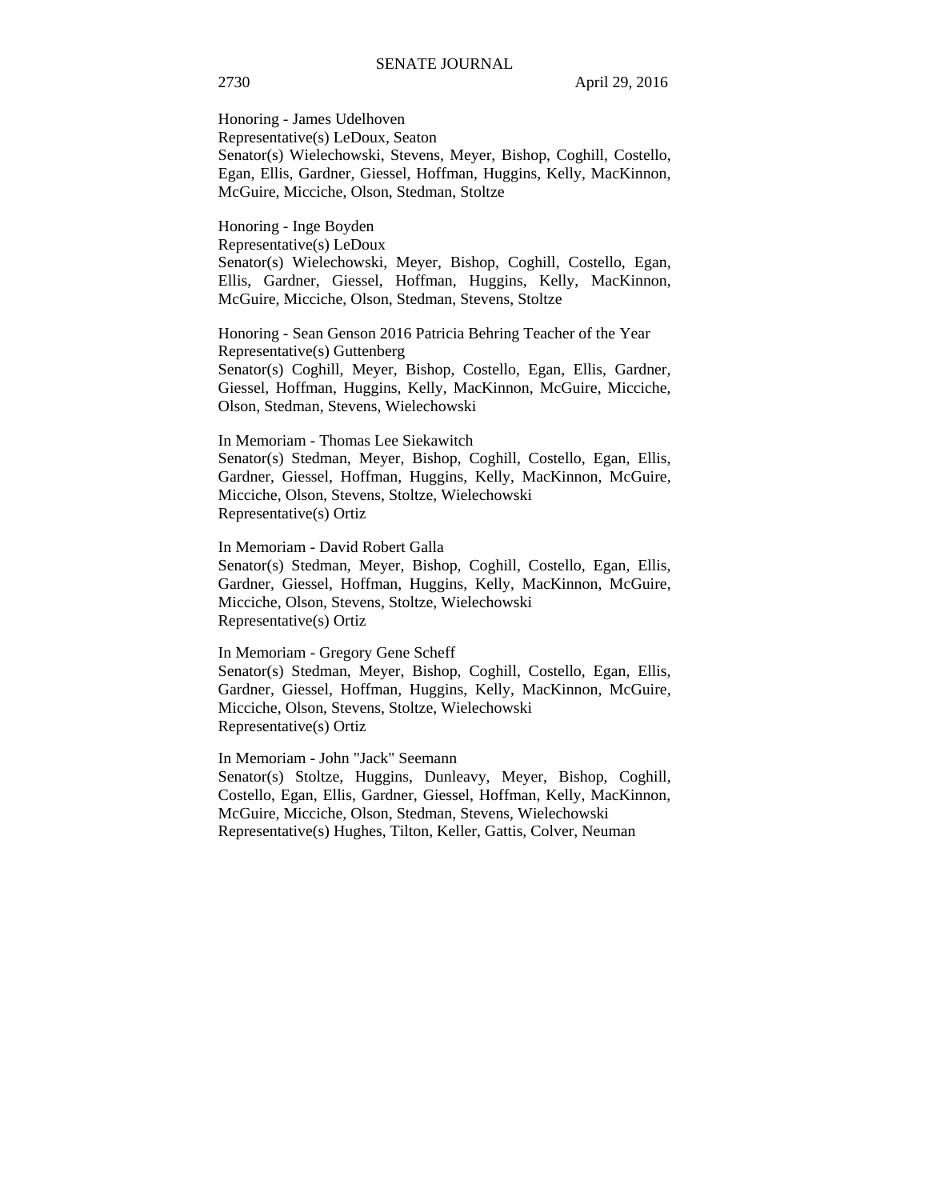Honoring - James Udelhoven
Representative(s) LeDoux, Seaton
Senator(s) Wielechowski, Stevens, Meyer, Bishop, Coghill, Costello, Egan, Ellis, Gardner, Giessel, Hoffman, Huggins, Kelly, MacKinnon, McGuire, Micciche, Olson, Stedman, Stoltze

Honoring - Inge Boyden
Representative(s) LeDoux
Senator(s) Wielechowski, Meyer, Bishop, Coghill, Costello, Egan, Ellis, Gardner, Giessel, Hoffman, Huggins, Kelly, MacKinnon, McGuire, Micciche, Olson, Stedman, Stevens, Stoltze

Honoring - Sean Genson 2016 Patricia Behring Teacher of the Year
Representative(s) Guttenberg
Senator(s) Coghill, Meyer, Bishop, Costello, Egan, Ellis, Gardner, Giessel, Hoffman, Huggins, Kelly, MacKinnon, McGuire, Micciche, Olson, Stedman, Stevens, Wielechowski

In Memoriam - Thomas Lee Siekawitch
Senator(s) Stedman, Meyer, Bishop, Coghill, Costello, Egan, Ellis, Gardner, Giessel, Hoffman, Huggins, Kelly, MacKinnon, McGuire, Micciche, Olson, Stevens, Stoltze, Wielechowski
Representative(s) Ortiz

In Memoriam - David Robert Galla
Senator(s) Stedman, Meyer, Bishop, Coghill, Costello, Egan, Ellis, Gardner, Giessel, Hoffman, Huggins, Kelly, MacKinnon, McGuire, Micciche, Olson, Stevens, Stoltze, Wielechowski
Representative(s) Ortiz

In Memoriam - Gregory Gene Scheff
Senator(s) Stedman, Meyer, Bishop, Coghill, Costello, Egan, Ellis, Gardner, Giessel, Hoffman, Huggins, Kelly, MacKinnon, McGuire, Micciche, Olson, Stevens, Stoltze, Wielechowski
Representative(s) Ortiz

In Memoriam - John "Jack" Seemann
Senator(s) Stoltze, Huggins, Dunleavy, Meyer, Bishop, Coghill, Costello, Egan, Ellis, Gardner, Giessel, Hoffman, Kelly, MacKinnon, McGuire, Micciche, Olson, Stedman, Stevens, Wielechowski
Representative(s) Hughes, Tilton, Keller, Gattis, Colver, Neuman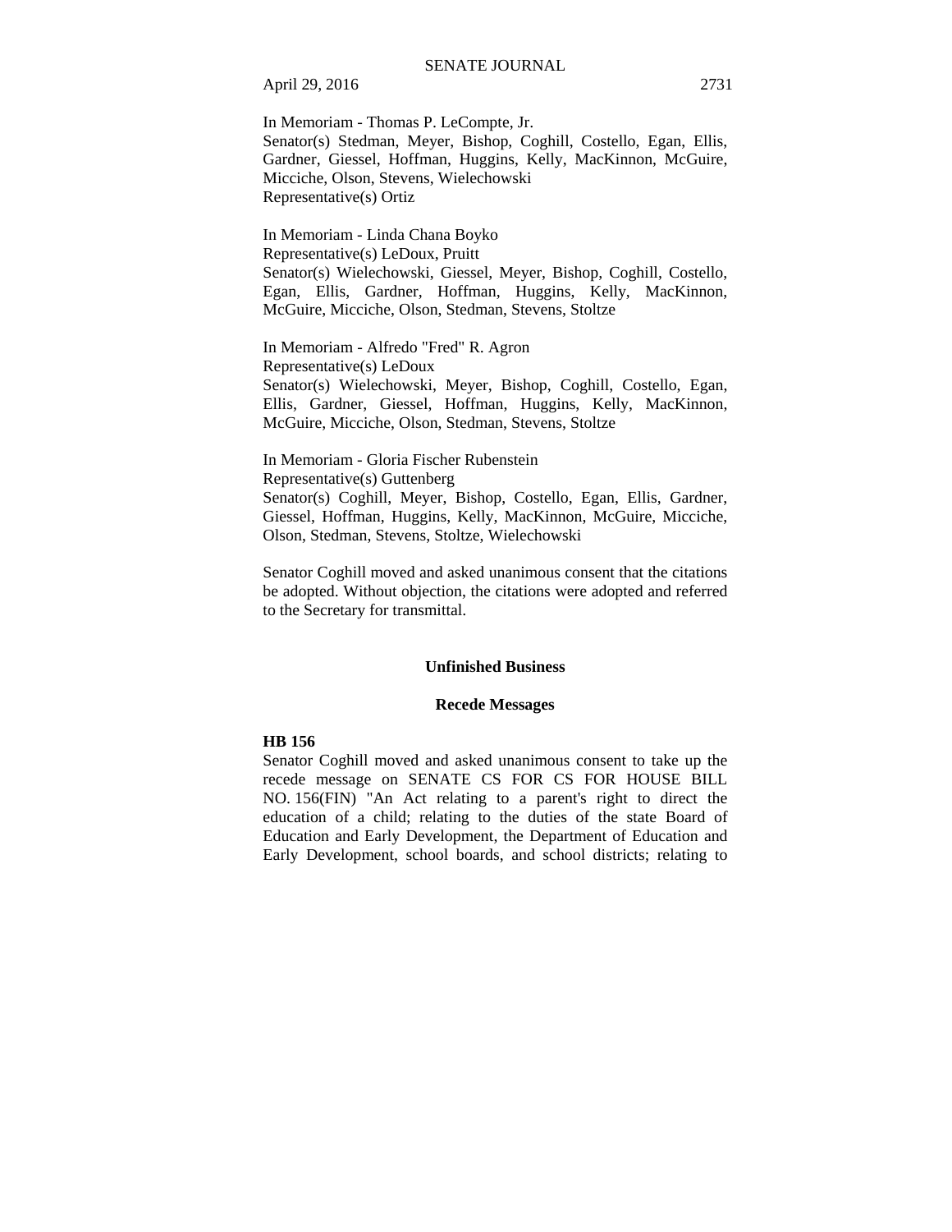In Memoriam - Thomas P. LeCompte, Jr.
Senator(s) Stedman, Meyer, Bishop, Coghill, Costello, Egan, Ellis, Gardner, Giessel, Hoffman, Huggins, Kelly, MacKinnon, McGuire, Micciche, Olson, Stevens, Wielechowski
Representative(s) Ortiz

In Memoriam - Linda Chana Boyko
Representative(s) LeDoux, Pruitt
Senator(s) Wielechowski, Giessel, Meyer, Bishop, Coghill, Costello, Egan, Ellis, Gardner, Hoffman, Huggins, Kelly, MacKinnon, McGuire, Micciche, Olson, Stedman, Stevens, Stoltze

In Memoriam - Alfredo "Fred" R. Agron
Representative(s) LeDoux
Senator(s) Wielechowski, Meyer, Bishop, Coghill, Costello, Egan, Ellis, Gardner, Giessel, Hoffman, Huggins, Kelly, MacKinnon, McGuire, Micciche, Olson, Stedman, Stevens, Stoltze

In Memoriam - Gloria Fischer Rubenstein
Representative(s) Guttenberg
Senator(s) Coghill, Meyer, Bishop, Costello, Egan, Ellis, Gardner, Giessel, Hoffman, Huggins, Kelly, MacKinnon, McGuire, Micciche, Olson, Stedman, Stevens, Stoltze, Wielechowski

Senator Coghill moved and asked unanimous consent that the citations be adopted. Without objection, the citations were adopted and referred to the Secretary for transmittal.

## Unfinished Business

### Recede Messages

**HB 156**

Senator Coghill moved and asked unanimous consent to take up the recede message on SENATE CS FOR CS FOR HOUSE BILL NO. 156(FIN) "An Act relating to a parent's right to direct the education of a child; relating to the duties of the state Board of Education and Early Development, the Department of Education and Early Development, school boards, and school districts; relating to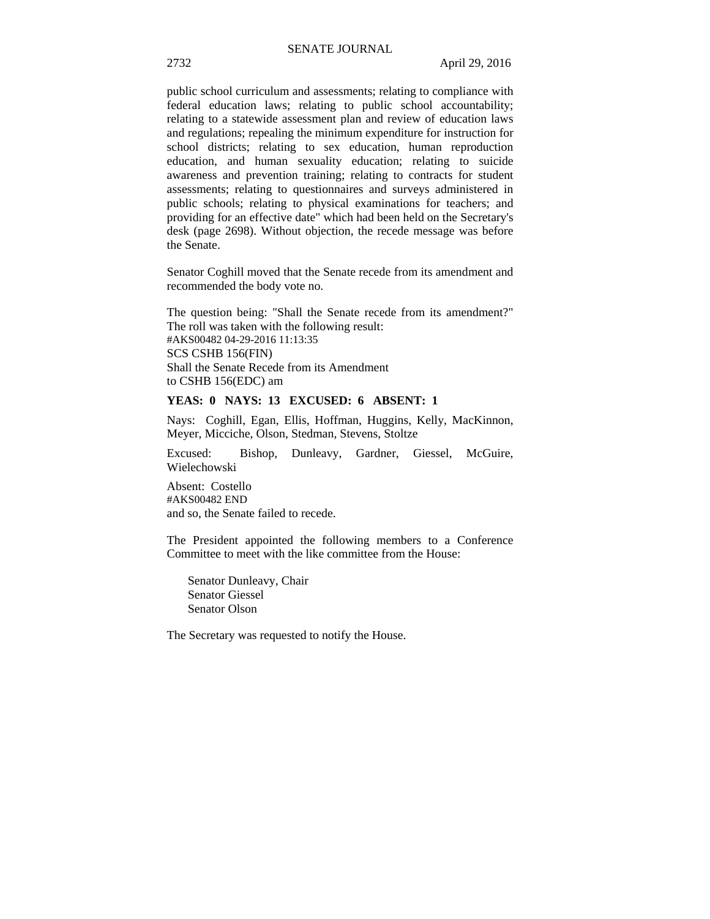public school curriculum and assessments; relating to compliance with federal education laws; relating to public school accountability; relating to a statewide assessment plan and review of education laws and regulations; repealing the minimum expenditure for instruction for school districts; relating to sex education, human reproduction education, and human sexuality education; relating to suicide awareness and prevention training; relating to contracts for student assessments; relating to questionnaires and surveys administered in public schools; relating to physical examinations for teachers; and providing for an effective date" which had been held on the Secretary's desk (page 2698). Without objection, the recede message was before the Senate.

Senator Coghill moved that the Senate recede from its amendment and recommended the body vote no.

The question being: "Shall the Senate recede from its amendment?" The roll was taken with the following result:
#AKS00482 04-29-2016 11:13:35
SCS CSHB 156(FIN)
Shall the Senate Recede from its Amendment
to CSHB 156(EDC) am

**YEAS: 0 NAYS: 13 EXCUSED: 6 ABSENT: 1**

Nays: Coghill, Egan, Ellis, Hoffman, Huggins, Kelly, MacKinnon, Meyer, Micciche, Olson, Stedman, Stevens, Stoltze

Excused: Bishop, Dunleavy, Gardner, Giessel, McGuire, Wielechowski

Absent: Costello
#AKS00482 END
and so, the Senate failed to recede.

The President appointed the following members to a Conference Committee to meet with the like committee from the House:

Senator Dunleavy, Chair
Senator Giessel
Senator Olson

The Secretary was requested to notify the House.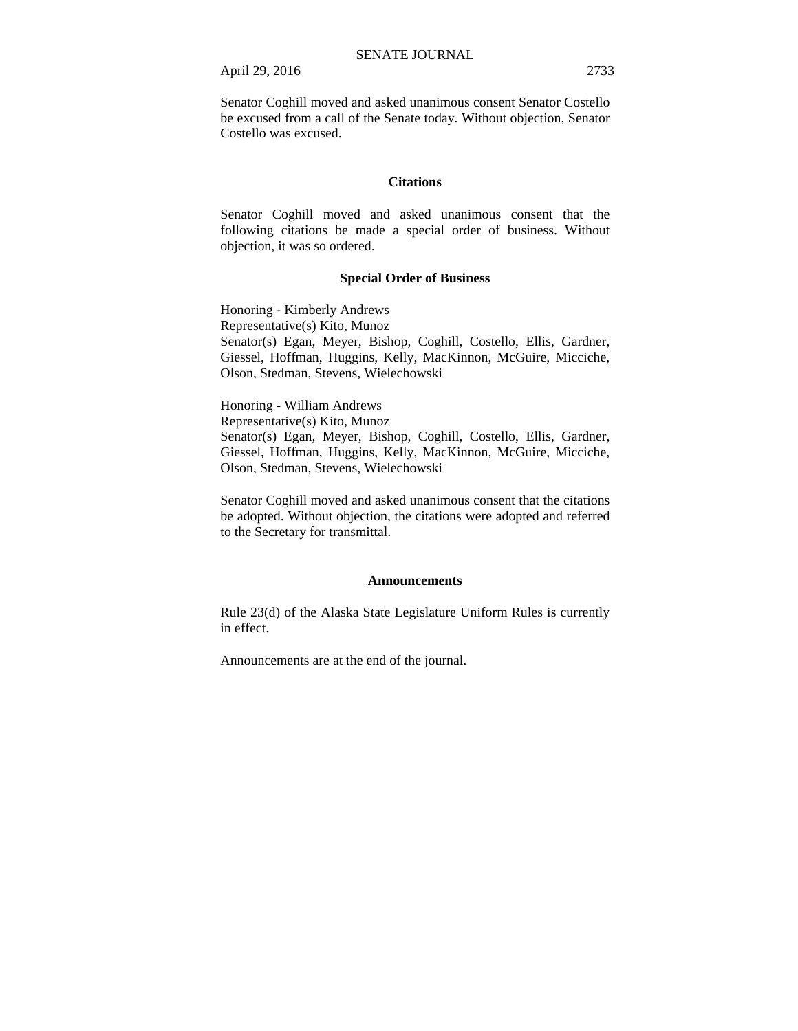Senator Coghill moved and asked unanimous consent Senator Costello be excused from a call of the Senate today. Without objection, Senator Costello was excused.

## Citations

Senator Coghill moved and asked unanimous consent that the following citations be made a special order of business. Without objection, it was so ordered.

### Special Order of Business

Honoring - Kimberly Andrews
Representative(s) Kito, Munoz
Senator(s) Egan, Meyer, Bishop, Coghill, Costello, Ellis, Gardner, Giessel, Hoffman, Huggins, Kelly, MacKinnon, McGuire, Micciche, Olson, Stedman, Stevens, Wielechowski

Honoring - William Andrews
Representative(s) Kito, Munoz
Senator(s) Egan, Meyer, Bishop, Coghill, Costello, Ellis, Gardner, Giessel, Hoffman, Huggins, Kelly, MacKinnon, McGuire, Micciche, Olson, Stedman, Stevens, Wielechowski

Senator Coghill moved and asked unanimous consent that the citations be adopted. Without objection, the citations were adopted and referred to the Secretary for transmittal.

## Announcements

Rule 23(d) of the Alaska State Legislature Uniform Rules is currently in effect.

Announcements are at the end of the journal.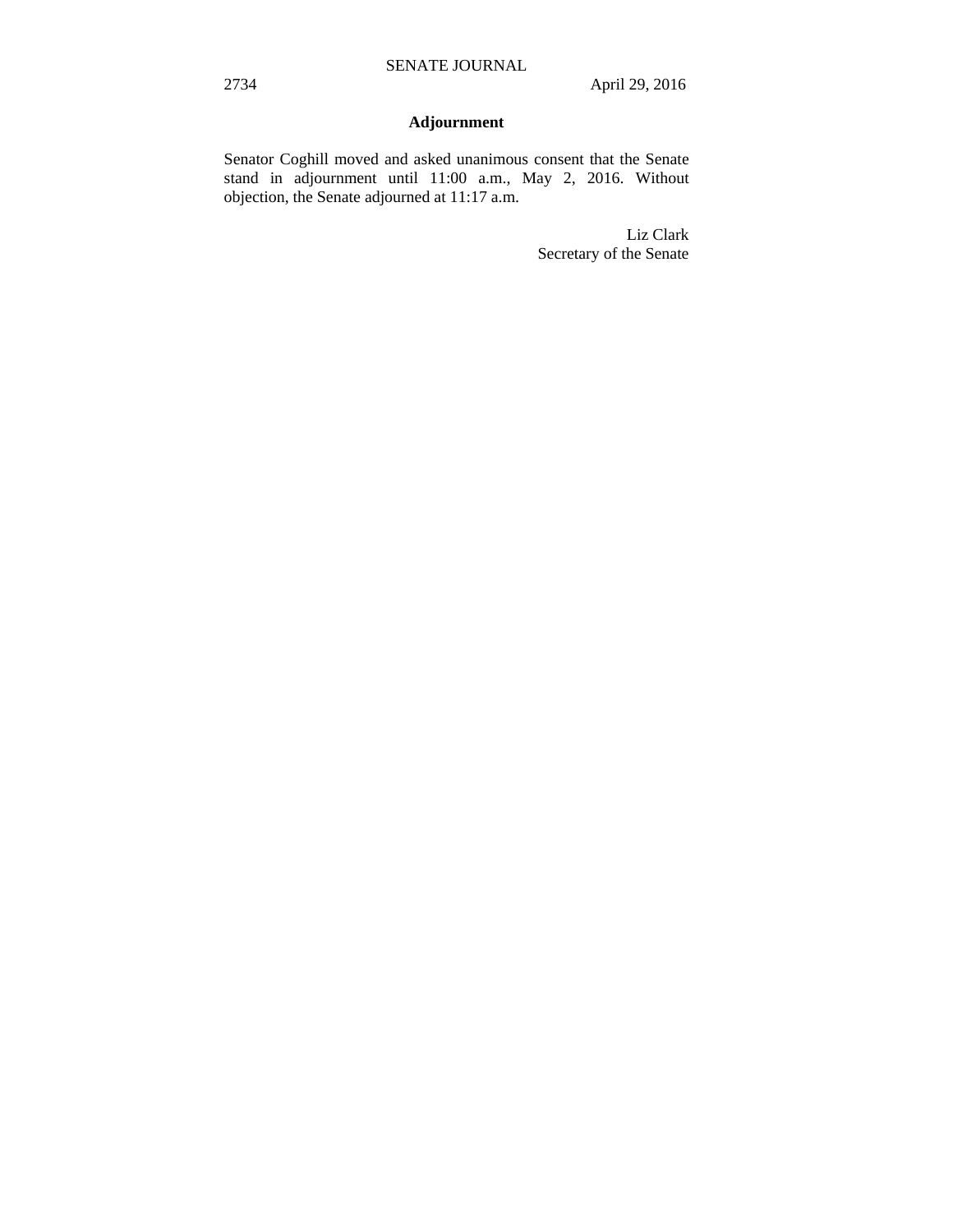## Adjournment

Senator Coghill moved and asked unanimous consent that the Senate stand in adjournment until 11:00 a.m., May 2, 2016. Without objection, the Senate adjourned at 11:17 a.m.

Liz Clark
Secretary of the Senate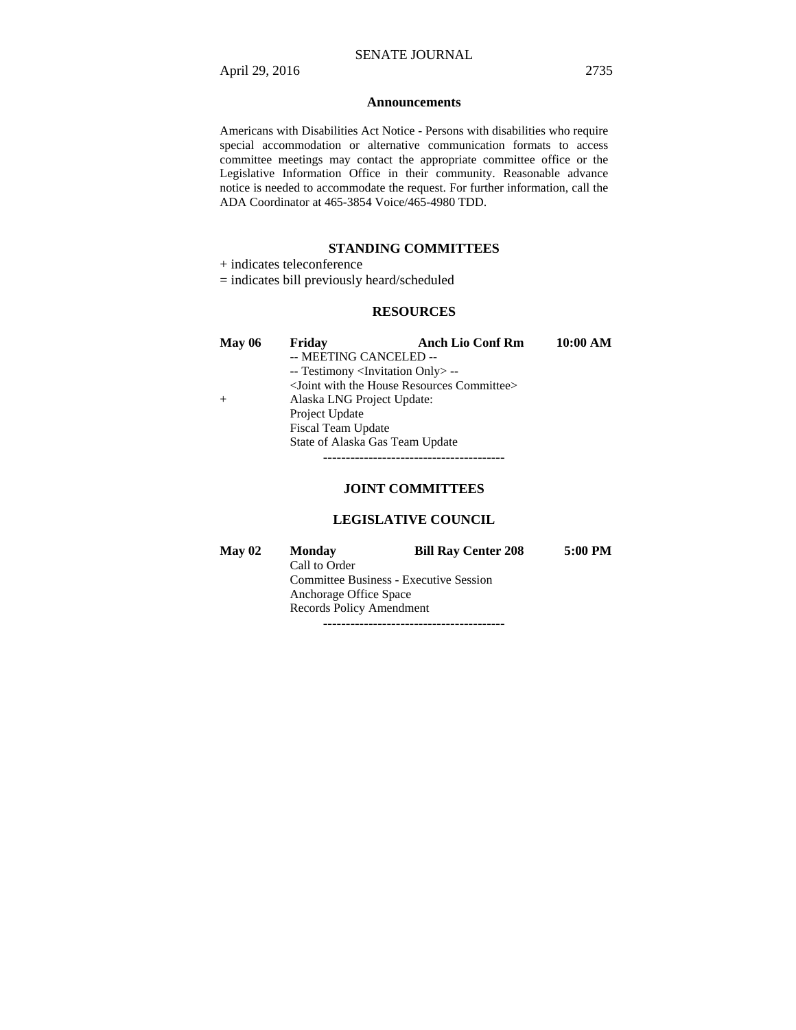## Announcements

Americans with Disabilities Act Notice - Persons with disabilities who require special accommodation or alternative communication formats to access committee meetings may contact the appropriate committee office or the Legislative Information Office in their community. Reasonable advance notice is needed to accommodate the request. For further information, call the ADA Coordinator at 465-3854 Voice/465-4980 TDD.

## STANDING COMMITTEES

+ indicates teleconference
= indicates bill previously heard/scheduled

### RESOURCES

| | | | |
|---|---|---|---|
| **May 06** | **Friday** | **Anch Lio Conf Rm** | **10:00 AM** |
| | -- MEETING CANCELED -- | | |
| | -- Testimony <Invitation Only> -- | | |
| | <Joint with the House Resources Committee> | | |
| + | Alaska LNG Project Update: | | |
| | Project Update | | |
| | Fiscal Team Update | | |
| | State of Alaska Gas Team Update | | |

----------------------------------------

## JOINT COMMITTEES

### LEGISLATIVE COUNCIL

| | | | |
|---|---|---|---|
| **May 02** | **Monday** | **Bill Ray Center 208** | **5:00 PM** |
| | Call to Order | | |
| | Committee Business - Executive Session | | |
| | Anchorage Office Space | | |
| | Records Policy Amendment | | |

----------------------------------------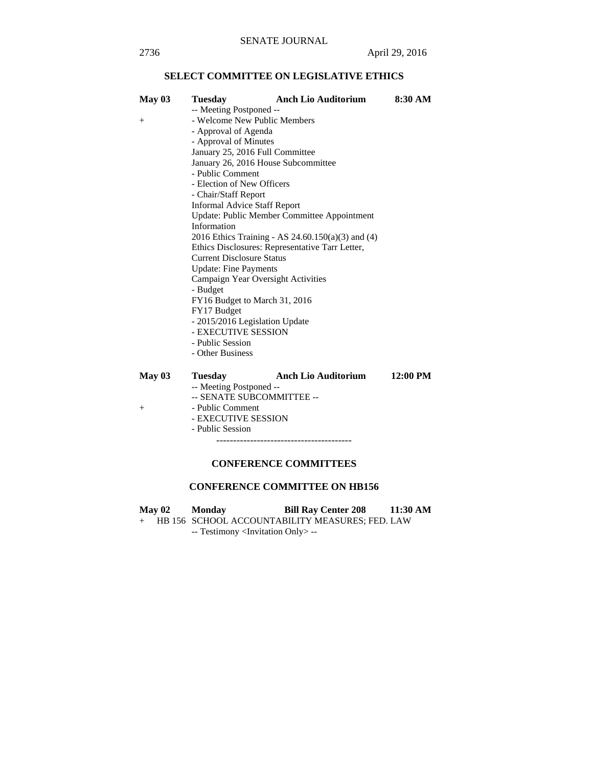## SELECT COMMITTEE ON LEGISLATIVE ETHICS

**May 03 Tuesday Anch Lio Auditorium 8:30 AM**

-- Meeting Postponed --

\+ - Welcome New Public Members
- Approval of Agenda
- Approval of Minutes

January 25, 2016 Full Committee
January 26, 2016 House Subcommittee

- Public Comment
- Election of New Officers
- Chair/Staff Report

Informal Advice Staff Report
Update: Public Member Committee Appointment Information
2016 Ethics Training - AS 24.60.150(a)(3) and (4)
Ethics Disclosures: Representative Tarr Letter, Current Disclosure Status
Update: Fine Payments
Campaign Year Oversight Activities

- Budget

FY16 Budget to March 31, 2016
FY17 Budget

- 2015/2016 Legislation Update
- EXECUTIVE SESSION
- Public Session
- Other Business

**May 03 Tuesday Anch Lio Auditorium 12:00 PM**

-- Meeting Postponed --
-- SENATE SUBCOMMITTEE --

\+ - Public Comment
- EXECUTIVE SESSION
- Public Session

----------------------------------------

## CONFERENCE COMMITTEES

### CONFERENCE COMMITTEE ON HB156

**May 02 Monday Bill Ray Center 208 11:30 AM**

\+ HB 156 SCHOOL ACCOUNTABILITY MEASURES; FED. LAW

-- Testimony <Invitation Only> --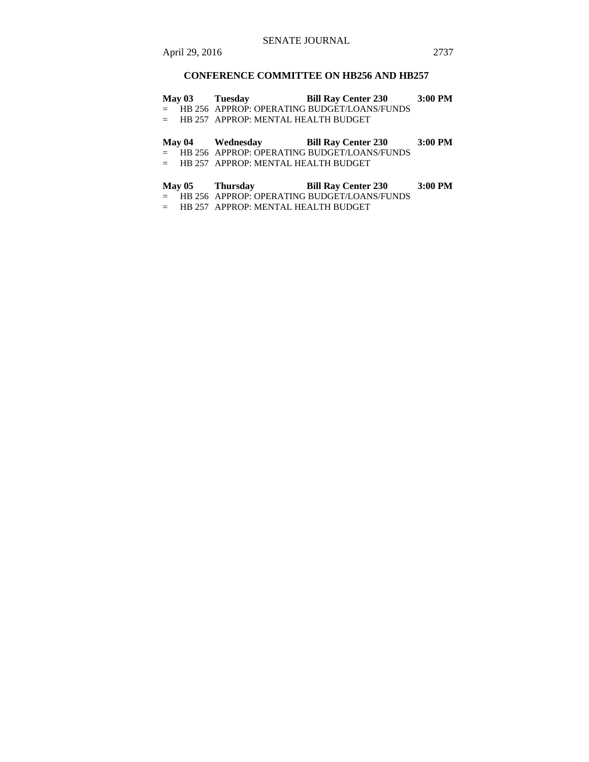## CONFERENCE COMMITTEE ON HB256 AND HB257

**May 03 Tuesday Bill Ray Center 230 3:00 PM**

= HB 256 APPROP: OPERATING BUDGET/LOANS/FUNDS

= HB 257 APPROP: MENTAL HEALTH BUDGET

**May 04 Wednesday Bill Ray Center 230 3:00 PM**

= HB 256 APPROP: OPERATING BUDGET/LOANS/FUNDS

= HB 257 APPROP: MENTAL HEALTH BUDGET

**May 05 Thursday Bill Ray Center 230 3:00 PM**

= HB 256 APPROP: OPERATING BUDGET/LOANS/FUNDS

= HB 257 APPROP: MENTAL HEALTH BUDGET